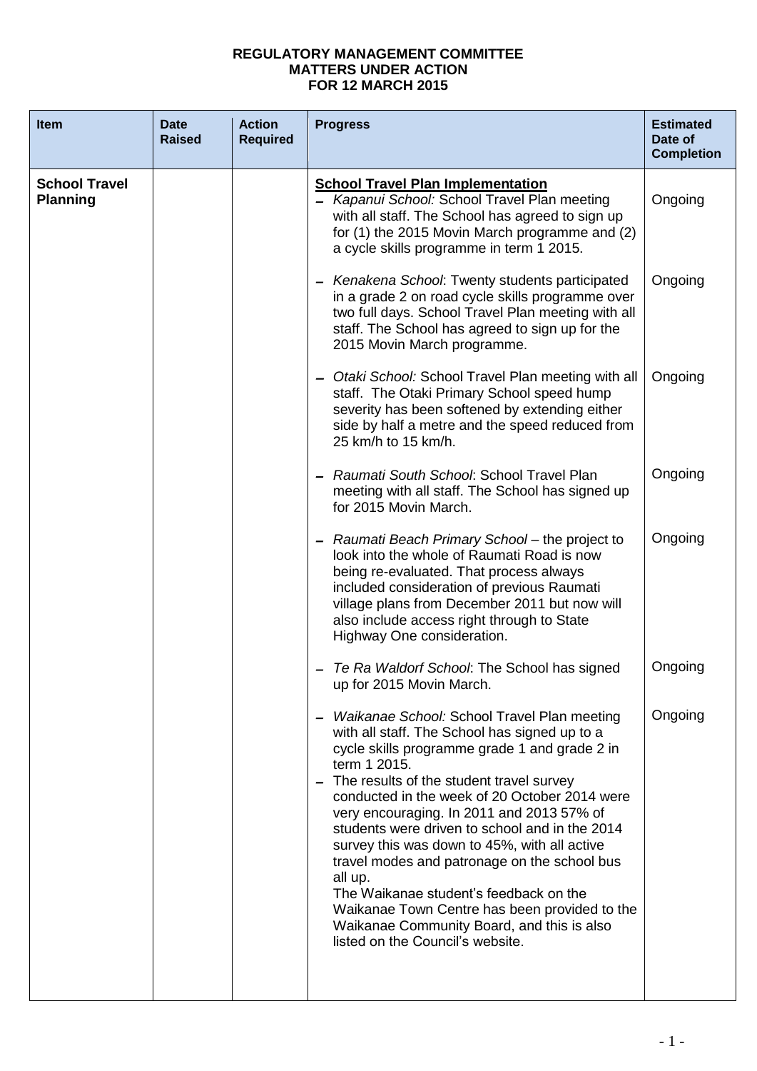**REGULATORY MANAGEMENT COMMITTEE**
**MATTERS UNDER ACTION**
**FOR 12 MARCH 2015**

| Item | Date Raised | Action Required | Progress | Estimated Date of Completion |
|---|---|---|---|---|
| **School Travel Planning** | | | **School Travel Plan Implementation**<br>– *Kapanui School:* School Travel Plan meeting with all staff. The School has agreed to sign up for (1) the 2015 Movin March programme and (2) a cycle skills programme in term 1 2015. | Ongoing |
| | | | – *Kenakena School*: Twenty students participated in a grade 2 on road cycle skills programme over two full days. School Travel Plan meeting with all staff. The School has agreed to sign up for the 2015 Movin March programme. | Ongoing |
| | | | – *Otaki School:* School Travel Plan meeting with all staff. The Otaki Primary School speed hump severity has been softened by extending either side by half a metre and the speed reduced from 25 km/h to 15 km/h. | Ongoing |
| | | | – *Raumati South School*: School Travel Plan meeting with all staff. The School has signed up for 2015 Movin March. | Ongoing |
| | | | – *Raumati Beach Primary School* – the project to look into the whole of Raumati Road is now being re-evaluated. That process always included consideration of previous Raumati village plans from December 2011 but now will also include access right through to State Highway One consideration. | Ongoing |
| | | | – *Te Ra Waldorf School*: The School has signed up for 2015 Movin March. | Ongoing |
| | | | – *Waikanae School:* School Travel Plan meeting with all staff. The School has signed up to a cycle skills programme grade 1 and grade 2 in term 1 2015.<br>– The results of the student travel survey conducted in the week of 20 October 2014 were very encouraging. In 2011 and 2013 57% of students were driven to school and in the 2014 survey this was down to 45%, with all active travel modes and patronage on the school bus all up.<br>The Waikanae student's feedback on the Waikanae Town Centre has been provided to the Waikanae Community Board, and this is also listed on the Council's website. | Ongoing |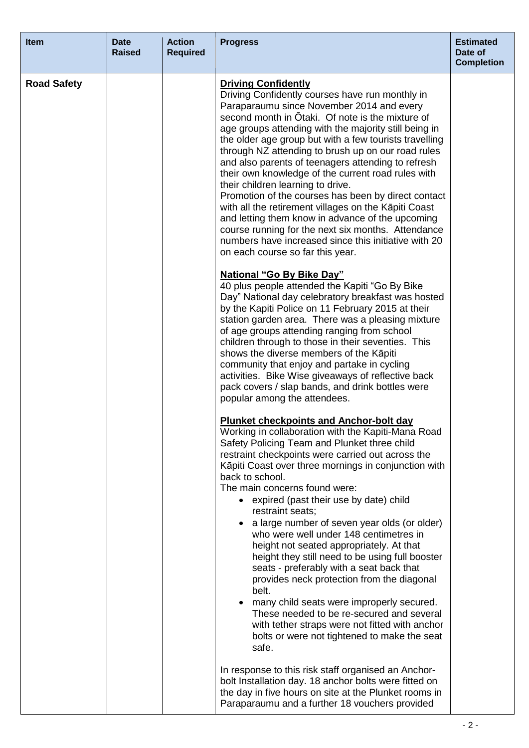| Item | Date Raised | Action Required | Progress | Estimated Date of Completion |
|---|---|---|---|---|
| **Road Safety** | | | **<u>Driving Confidently</u>**<br>Driving Confidently courses have run monthly in Paraparaumu since November 2014 and every second month in Ōtaki. Of note is the mixture of age groups attending with the majority still being in the older age group but with a few tourists travelling through NZ attending to brush up on our road rules and also parents of teenagers attending to refresh their own knowledge of the current road rules with their children learning to drive.<br>Promotion of the courses has been by direct contact with all the retirement villages on the Kāpiti Coast and letting them know in advance of the upcoming course running for the next six months. Attendance numbers have increased since this initiative with 20 on each course so far this year.<br><br>**<u>National "Go By Bike Day"</u>**<br>40 plus people attended the Kapiti "Go By Bike Day" National day celebratory breakfast was hosted by the Kapiti Police on 11 February 2015 at their station garden area. There was a pleasing mixture of age groups attending ranging from school children through to those in their seventies. This shows the diverse members of the Kāpiti community that enjoy and partake in cycling activities. Bike Wise giveaways of reflective back pack covers / slap bands, and drink bottles were popular among the attendees.<br><br>**<u>Plunket checkpoints and Anchor-bolt day</u>**<br>Working in collaboration with the Kapiti-Mana Road Safety Policing Team and Plunket three child restraint checkpoints were carried out across the Kāpiti Coast over three mornings in conjunction with back to school.<br>The main concerns found were:<br>• expired (past their use by date) child restraint seats;<br>• a large number of seven year olds (or older) who were well under 148 centimetres in height not seated appropriately. At that height they still need to be using full booster seats - preferably with a seat back that provides neck protection from the diagonal belt.<br>• many child seats were improperly secured. These needed to be re-secured and several with tether straps were not fitted with anchor bolts or were not tightened to make the seat safe.<br><br>In response to this risk staff organised an Anchor-bolt Installation day. 18 anchor bolts were fitted on the day in five hours on site at the Plunket rooms in Paraparaumu and a further 18 vouchers provided | |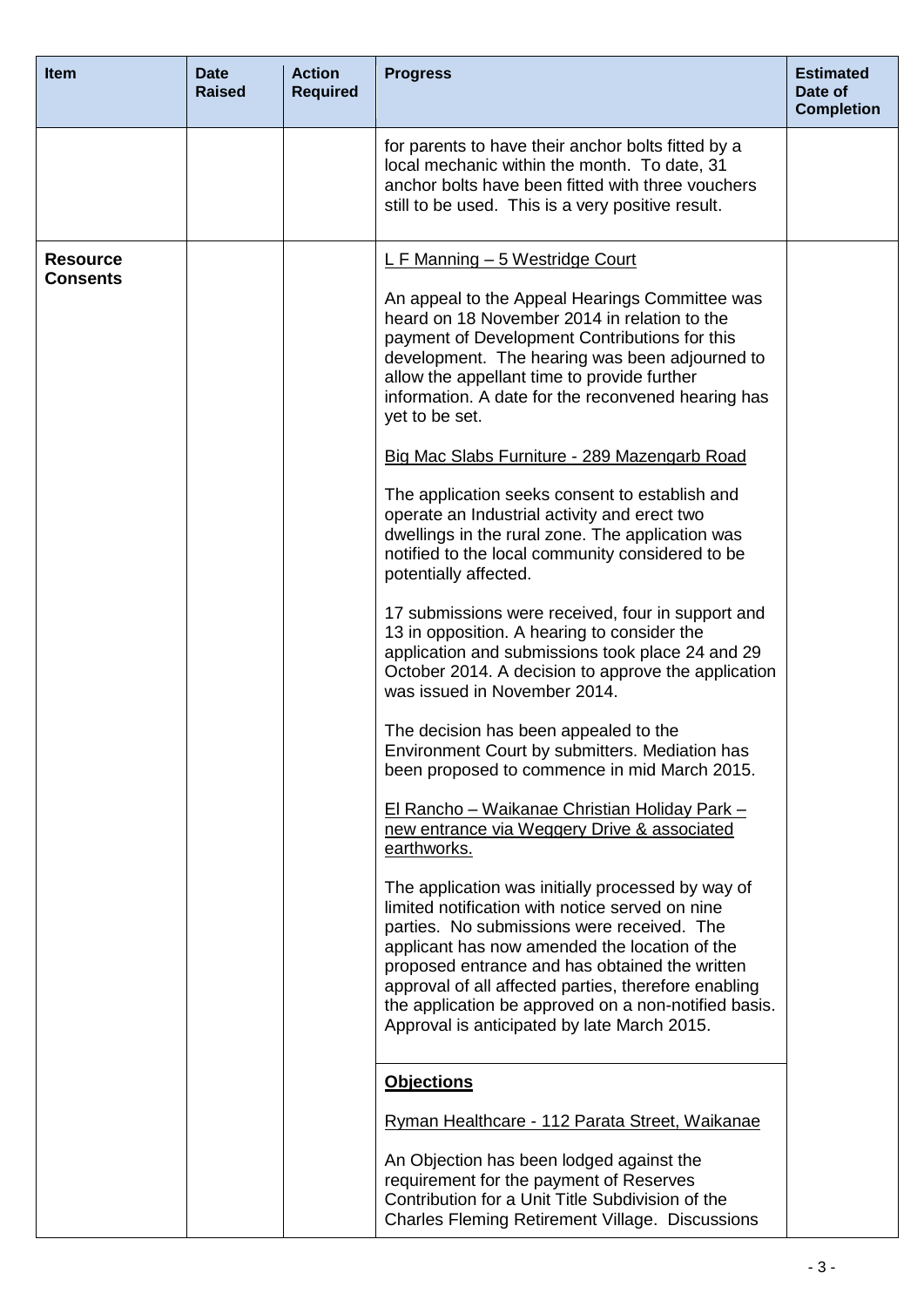| Item | Date Raised | Action Required | Progress | Estimated Date of Completion |
| --- | --- | --- | --- | --- |
| | | | for parents to have their anchor bolts fitted by a local mechanic within the month. To date, 31 anchor bolts have been fitted with three vouchers still to be used. This is a very positive result. | |
| **Resource Consents** | | | L F Manning – 5 Westridge Court<br><br>An appeal to the Appeal Hearings Committee was heard on 18 November 2014 in relation to the payment of Development Contributions for this development. The hearing was been adjourned to allow the appellant time to provide further information. A date for the reconvened hearing has yet to be set.<br><br>Big Mac Slabs Furniture - 289 Mazengarb Road<br><br>The application seeks consent to establish and operate an Industrial activity and erect two dwellings in the rural zone. The application was notified to the local community considered to be potentially affected.<br><br>17 submissions were received, four in support and 13 in opposition. A hearing to consider the application and submissions took place 24 and 29 October 2014. A decision to approve the application was issued in November 2014.<br><br>The decision has been appealed to the Environment Court by submitters. Mediation has been proposed to commence in mid March 2015.<br><br>El Rancho – Waikanae Christian Holiday Park – new entrance via Weggery Drive & associated earthworks.<br><br>The application was initially processed by way of limited notification with notice served on nine parties. No submissions were received. The applicant has now amended the location of the proposed entrance and has obtained the written approval of all affected parties, therefore enabling the application be approved on a non-notified basis. Approval is anticipated by late March 2015. | |
| | | | **Objections**<br><br>Ryman Healthcare - 112 Parata Street, Waikanae<br><br>An Objection has been lodged against the requirement for the payment of Reserves Contribution for a Unit Title Subdivision of the Charles Fleming Retirement Village. Discussions | |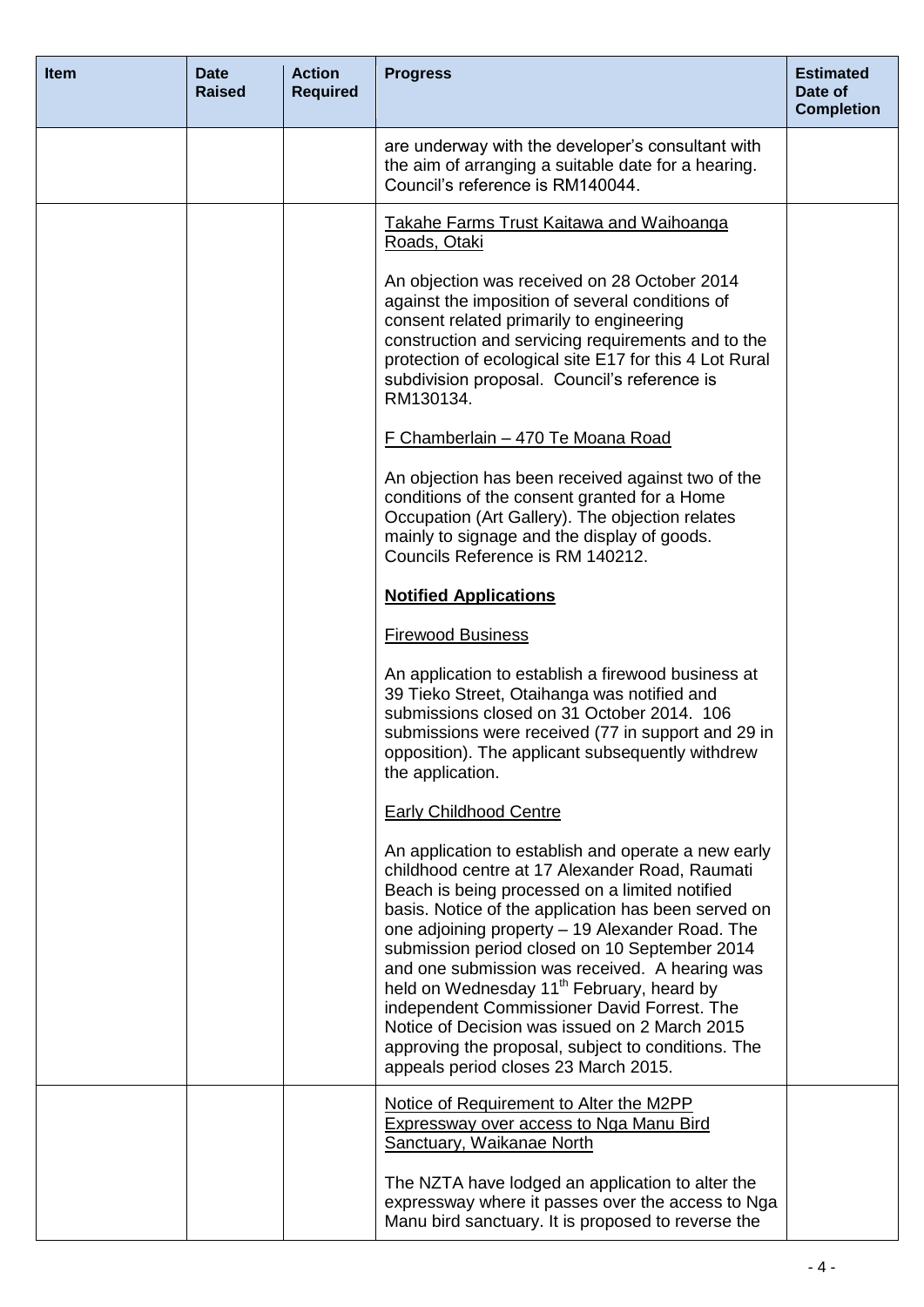| Item | Date Raised | Action Required | Progress | Estimated Date of Completion |
|---|---|---|---|---|
| | | | are underway with the developer's consultant with the aim of arranging a suitable date for a hearing. Council's reference is RM140044. | |
| | | | <u>Takahe Farms Trust Kaitawa and Waihoanga Roads, Otaki</u><br><br>An objection was received on 28 October 2014 against the imposition of several conditions of consent related primarily to engineering construction and servicing requirements and to the protection of ecological site E17 for this 4 Lot Rural subdivision proposal. Council's reference is RM130134.<br><br><u>F Chamberlain – 470 Te Moana Road</u><br><br>An objection has been received against two of the conditions of the consent granted for a Home Occupation (Art Gallery). The objection relates mainly to signage and the display of goods. Councils Reference is RM 140212.<br><br>**<u>Notified Applications</u>**<br><br><u>Firewood Business</u><br><br>An application to establish a firewood business at 39 Tieko Street, Otaihanga was notified and submissions closed on 31 October 2014. 106 submissions were received (77 in support and 29 in opposition). The applicant subsequently withdrew the application.<br><br><u>Early Childhood Centre</u><br><br>An application to establish and operate a new early childhood centre at 17 Alexander Road, Raumati Beach is being processed on a limited notified basis. Notice of the application has been served on one adjoining property – 19 Alexander Road. The submission period closed on 10 September 2014 and one submission was received. A hearing was held on Wednesday 11th February, heard by independent Commissioner David Forrest. The Notice of Decision was issued on 2 March 2015 approving the proposal, subject to conditions. The appeals period closes 23 March 2015. | |
| | | | <u>Notice of Requirement to Alter the M2PP Expressway over access to Nga Manu Bird Sanctuary, Waikanae North</u><br><br>The NZTA have lodged an application to alter the expressway where it passes over the access to Nga Manu bird sanctuary. It is proposed to reverse the | |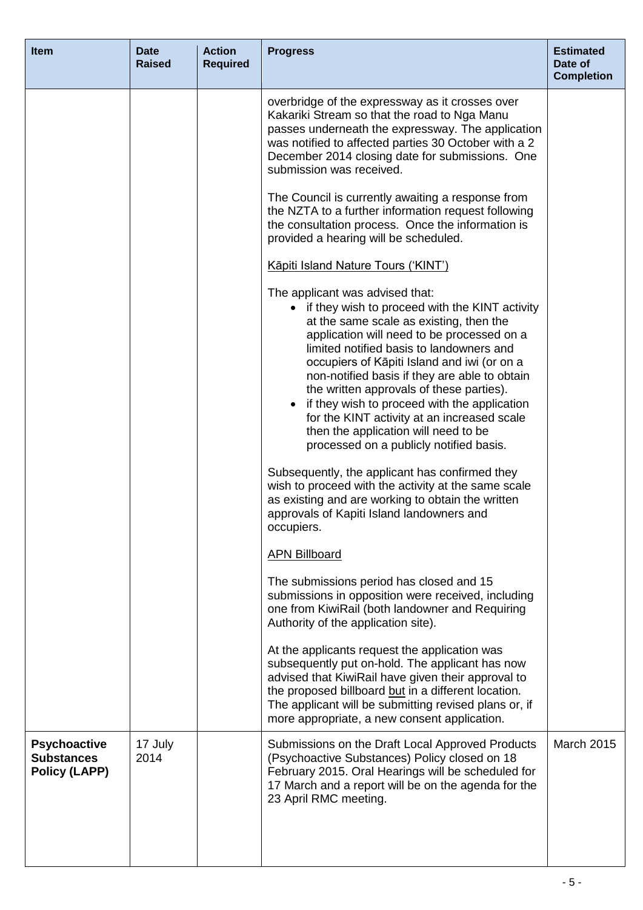| Item | Date Raised | Action Required | Progress | Estimated Date of Completion |
|---|---|---|---|---|
| | | | overbridge of the expressway as it crosses over Kakariki Stream so that the road to Nga Manu passes underneath the expressway. The application was notified to affected parties 30 October with a 2 December 2014 closing date for submissions. One submission was received.<br><br>The Council is currently awaiting a response from the NZTA to a further information request following the consultation process. Once the information is provided a hearing will be scheduled.<br><br><u>Kāpiti Island Nature Tours ('KINT')</u><br><br>The applicant was advised that:<br>• if they wish to proceed with the KINT activity at the same scale as existing, then the application will need to be processed on a limited notified basis to landowners and occupiers of Kāpiti Island and iwi (or on a non-notified basis if they are able to obtain the written approvals of these parties).<br>• if they wish to proceed with the application for the KINT activity at an increased scale then the application will need to be processed on a publicly notified basis.<br><br>Subsequently, the applicant has confirmed they wish to proceed with the activity at the same scale as existing and are working to obtain the written approvals of Kapiti Island landowners and occupiers.<br><br><u>APN Billboard</u><br><br>The submissions period has closed and 15 submissions in opposition were received, including one from KiwiRail (both landowner and Requiring Authority of the application site).<br><br>At the applicants request the application was subsequently put on-hold. The applicant has now advised that KiwiRail have given their approval to the proposed billboard <u>but</u> in a different location. The applicant will be submitting revised plans or, if more appropriate, a new consent application. | |
| **Psychoactive Substances Policy (LAPP)** | 17 July 2014 | | Submissions on the Draft Local Approved Products (Psychoactive Substances) Policy closed on 18 February 2015. Oral Hearings will be scheduled for 17 March and a report will be on the agenda for the 23 April RMC meeting. | March 2015 |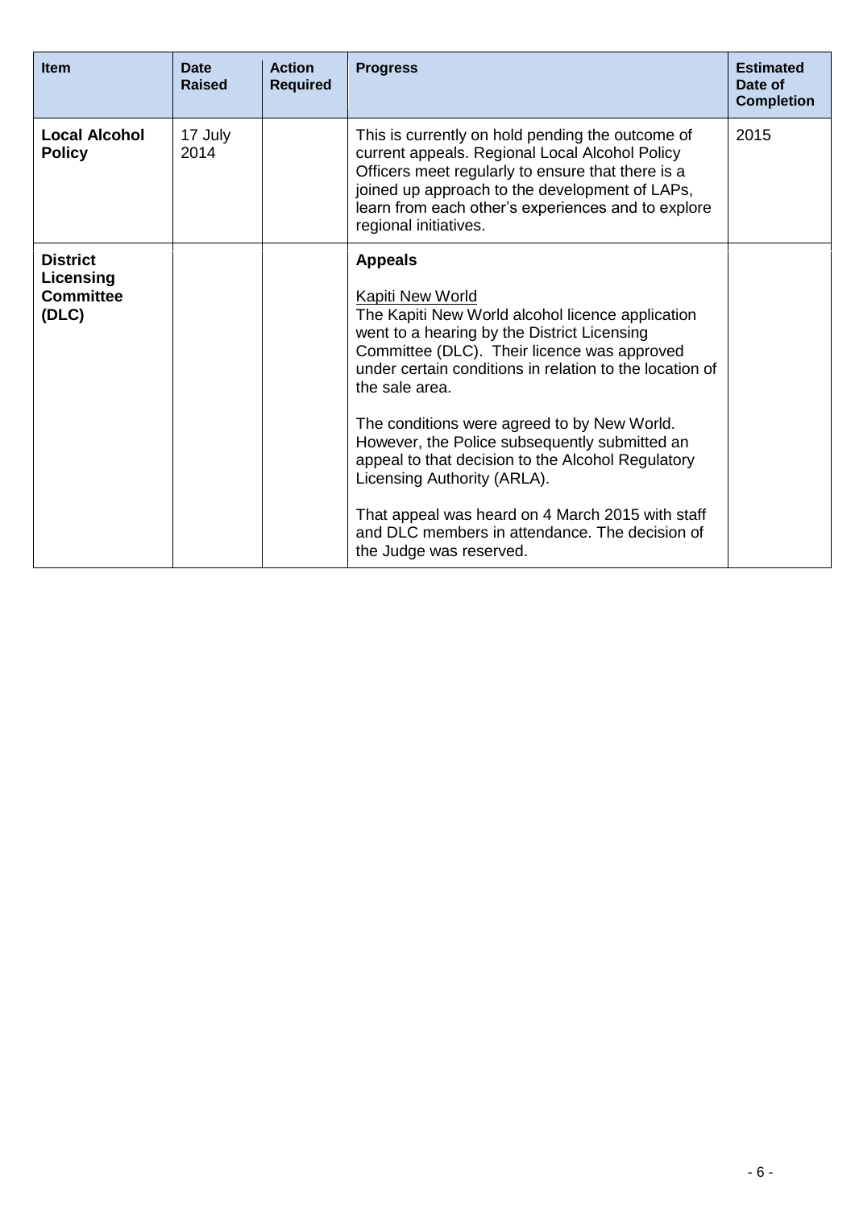| Item | Date Raised | Action Required | Progress | Estimated Date of Completion |
|---|---|---|---|---|
| **Local Alcohol Policy** | 17 July 2014 | | This is currently on hold pending the outcome of current appeals. Regional Local Alcohol Policy Officers meet regularly to ensure that there is a joined up approach to the development of LAPs, learn from each other's experiences and to explore regional initiatives. | 2015 |
| **District Licensing Committee (DLC)** | | | **Appeals**<br><br>Kapiti New World<br>The Kapiti New World alcohol licence application went to a hearing by the District Licensing Committee (DLC). Their licence was approved under certain conditions in relation to the location of the sale area.<br><br>The conditions were agreed to by New World. However, the Police subsequently submitted an appeal to that decision to the Alcohol Regulatory Licensing Authority (ARLA).<br><br>That appeal was heard on 4 March 2015 with staff and DLC members in attendance. The decision of the Judge was reserved. | |